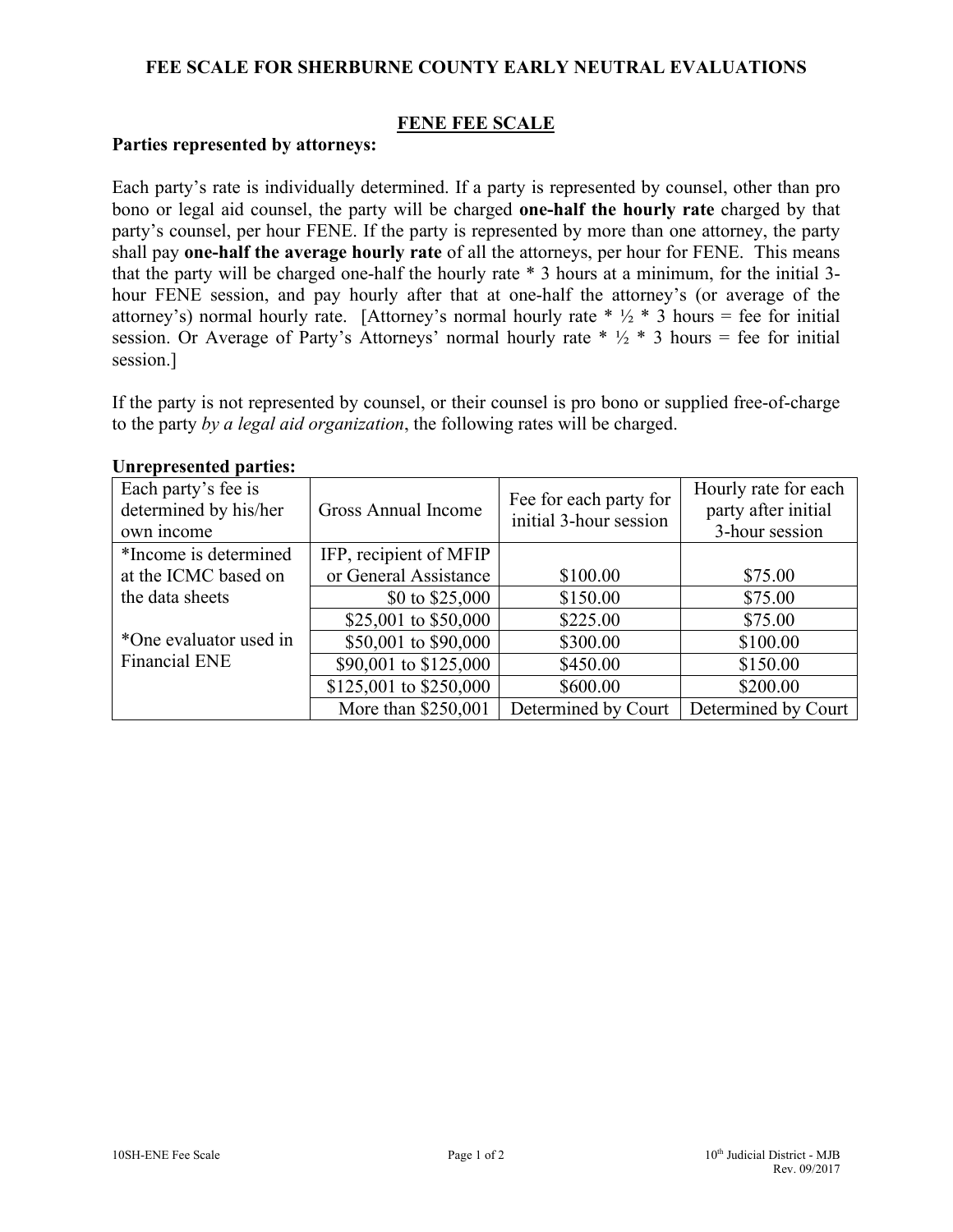# FEE SCALE FOR SHERBURNE COUNTY EARLY NEUTRAL EVALUATIONS

## FENE FEE SCALE

**Parties represented by attorneys:**

Each party's rate is individually determined. If a party is represented by counsel, other than pro bono or legal aid counsel, the party will be charged **one-half the hourly rate** charged by that party's counsel, per hour FENE. If the party is represented by more than one attorney, the party shall pay **one-half the average hourly rate** of all the attorneys, per hour for FENE. This means that the party will be charged one-half the hourly rate * 3 hours at a minimum, for the initial 3-hour FENE session, and pay hourly after that at one-half the attorney's (or average of the attorney's) normal hourly rate. [Attorney's normal hourly rate * ½ * 3 hours = fee for initial session. Or Average of Party's Attorneys' normal hourly rate * ½ * 3 hours = fee for initial session.]

If the party is not represented by counsel, or their counsel is pro bono or supplied free-of-charge to the party *by a legal aid organization*, the following rates will be charged.

**Unrepresented parties:**

| Each party's fee is determined by his/her own income | Gross Annual Income | Fee for each party for initial 3-hour session | Hourly rate for each party after initial 3-hour session |
|---|---|---|---|
| *Income is determined at the ICMC based on the data sheets<br><br>*One evaluator used in Financial ENE | IFP, recipient of MFIP or General Assistance | $100.00 | $75.00 |
| | $0 to $25,000 | $150.00 | $75.00 |
| | $25,001 to $50,000 | $225.00 | $75.00 |
| | $50,001 to $90,000 | $300.00 | $100.00 |
| | $90,001 to $125,000 | $450.00 | $150.00 |
| | $125,001 to $250,000 | $600.00 | $200.00 |
| | More than $250,001 | Determined by Court | Determined by Court |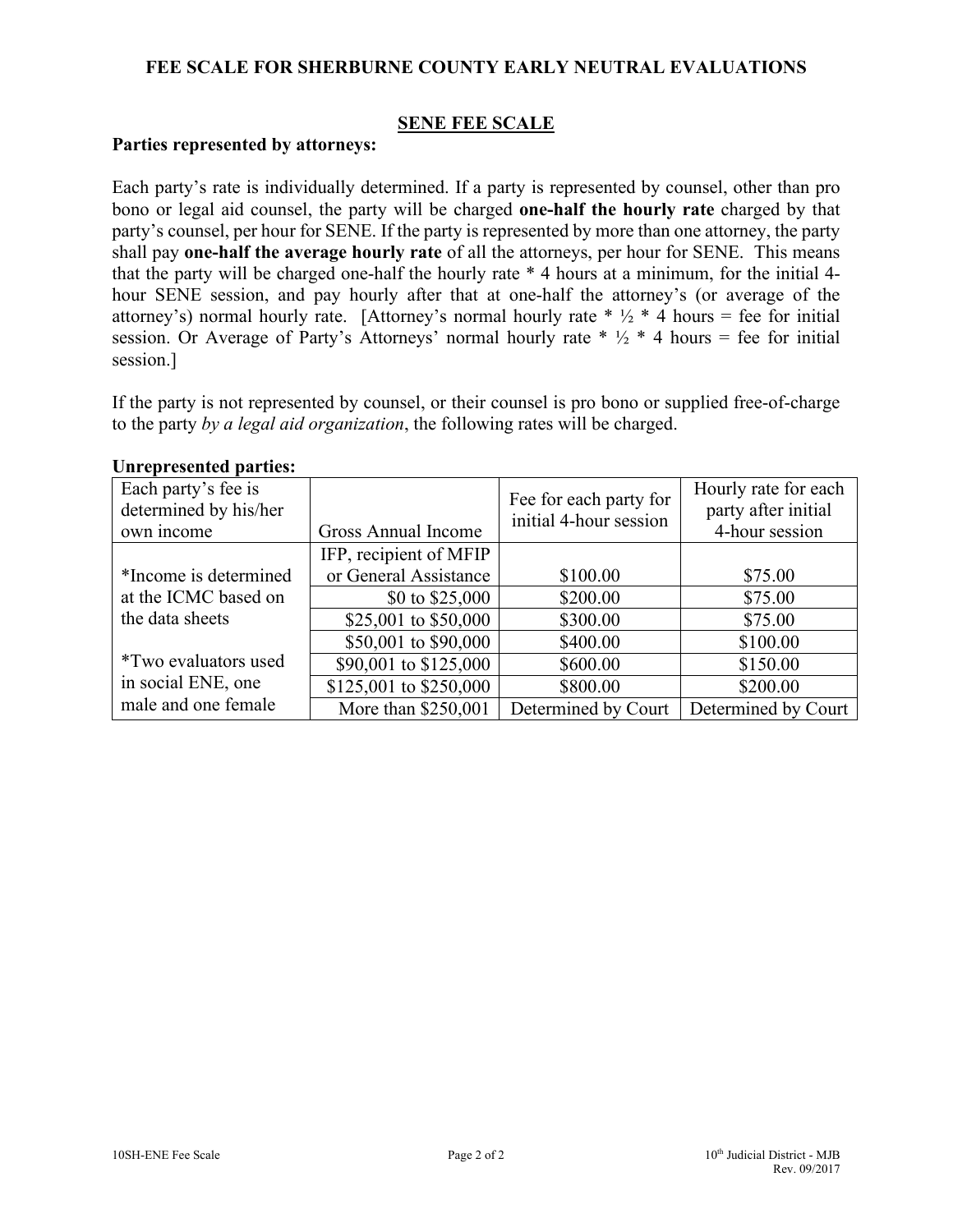# FEE SCALE FOR SHERBURNE COUNTY EARLY NEUTRAL EVALUATIONS

## SENE FEE SCALE

**Parties represented by attorneys:**

Each party's rate is individually determined. If a party is represented by counsel, other than pro bono or legal aid counsel, the party will be charged **one-half the hourly rate** charged by that party's counsel, per hour for SENE. If the party is represented by more than one attorney, the party shall pay **one-half the average hourly rate** of all the attorneys, per hour for SENE. This means that the party will be charged one-half the hourly rate * 4 hours at a minimum, for the initial 4-hour SENE session, and pay hourly after that at one-half the attorney's (or average of the attorney's) normal hourly rate. [Attorney's normal hourly rate * ½ * 4 hours = fee for initial session. Or Average of Party's Attorneys' normal hourly rate * ½ * 4 hours = fee for initial session.]

If the party is not represented by counsel, or their counsel is pro bono or supplied free-of-charge to the party *by a legal aid organization*, the following rates will be charged.

**Unrepresented parties:**

| Each party's fee is determined by his/her own income | Gross Annual Income | Fee for each party for initial 4-hour session | Hourly rate for each party after initial 4-hour session |
|---|---|---|---|
| *Income is determined at the ICMC based on the data sheets | IFP, recipient of MFIP or General Assistance | $100.00 | $75.00 |
| | $0 to $25,000 | $200.00 | $75.00 |
| | $25,001 to $50,000 | $300.00 | $75.00 |
| *Two evaluators used in social ENE, one male and one female | $50,001 to $90,000 | $400.00 | $100.00 |
| | $90,001 to $125,000 | $600.00 | $150.00 |
| | $125,001 to $250,000 | $800.00 | $200.00 |
| | More than $250,001 | Determined by Court | Determined by Court |

10SH-ENE Fee Scale

10th Judicial District - MJB
Rev. 09/2017